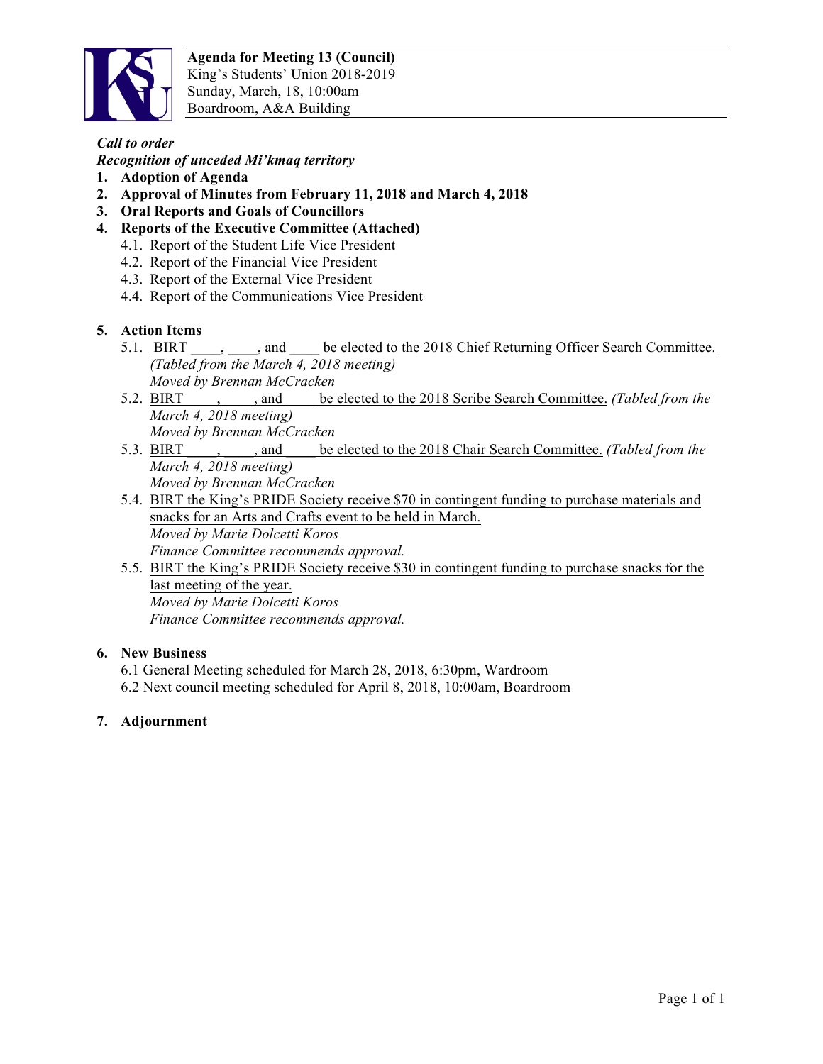**Agenda for Meeting 13 (Council)**
King's Students' Union 2018-2019
Sunday, March, 18, 10:00am
Boardroom, A&A Building

***Call to order***
***Recognition of unceded Mi'kmaq territory***

1. **Adoption of Agenda**
2. **Approval of Minutes from February 11, 2018 and March 4, 2018**
3. **Oral Reports and Goals of Councillors**
4. **Reports of the Executive Committee (Attached)**
   - 4.1. Report of the Student Life Vice President
   - 4.2. Report of the Financial Vice President
   - 4.3. Report of the External Vice President
   - 4.4. Report of the Communications Vice President

5. **Action Items**
   - 5.1. BIRT ____, ____, and ____ be elected to the 2018 Chief Returning Officer Search Committee. *(Tabled from the March 4, 2018 meeting)*
     *Moved by Brennan McCracken*
   - 5.2. BIRT ____, ____, and ____ be elected to the 2018 Scribe Search Committee. *(Tabled from the March 4, 2018 meeting)*
     *Moved by Brennan McCracken*
   - 5.3. BIRT ____, ____, and ____ be elected to the 2018 Chair Search Committee. *(Tabled from the March 4, 2018 meeting)*
     *Moved by Brennan McCracken*
   - 5.4. BIRT the King's PRIDE Society receive $70 in contingent funding to purchase materials and snacks for an Arts and Crafts event to be held in March.
     *Moved by Marie Dolcetti Koros*
     *Finance Committee recommends approval.*
   - 5.5. BIRT the King's PRIDE Society receive $30 in contingent funding to purchase snacks for the last meeting of the year.
     *Moved by Marie Dolcetti Koros*
     *Finance Committee recommends approval.*

6. **New Business**
   - 6.1 General Meeting scheduled for March 28, 2018, 6:30pm, Wardroom
   - 6.2 Next council meeting scheduled for April 8, 2018, 10:00am, Boardroom

7. **Adjournment**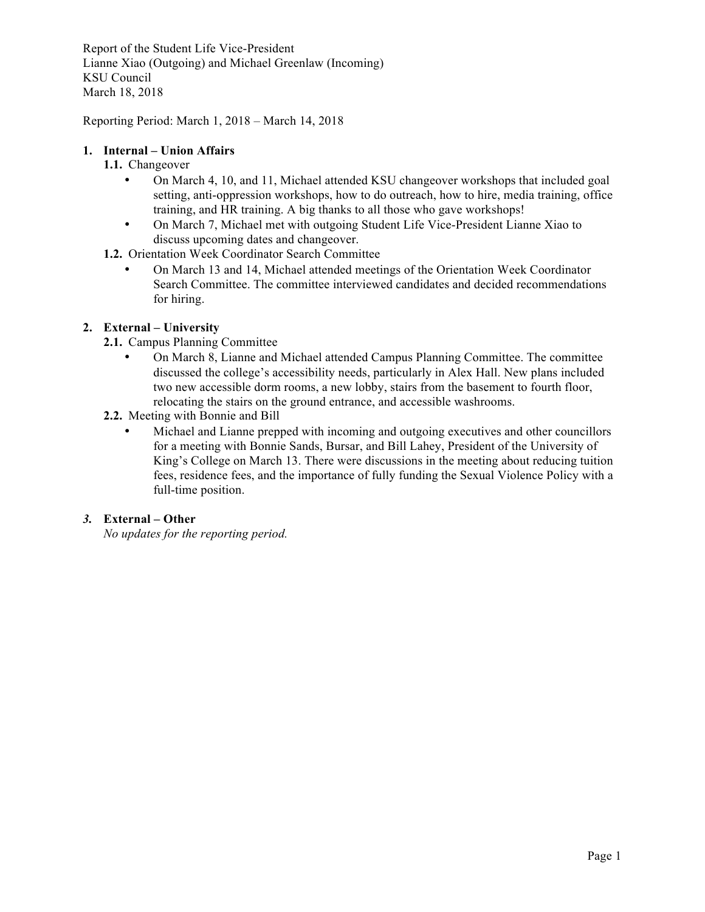Report of the Student Life Vice-President
Lianne Xiao (Outgoing) and Michael Greenlaw (Incoming)
KSU Council
March 18, 2018

Reporting Period: March 1, 2018 – March 14, 2018

## 1. Internal – Union Affairs

### 1.1. Changeover

- On March 4, 10, and 11, Michael attended KSU changeover workshops that included goal setting, anti-oppression workshops, how to do outreach, how to hire, media training, office training, and HR training. A big thanks to all those who gave workshops!
- On March 7, Michael met with outgoing Student Life Vice-President Lianne Xiao to discuss upcoming dates and changeover.

### 1.2. Orientation Week Coordinator Search Committee

- On March 13 and 14, Michael attended meetings of the Orientation Week Coordinator Search Committee. The committee interviewed candidates and decided recommendations for hiring.

## 2. External – University

### 2.1. Campus Planning Committee

- On March 8, Lianne and Michael attended Campus Planning Committee. The committee discussed the college's accessibility needs, particularly in Alex Hall. New plans included two new accessible dorm rooms, a new lobby, stairs from the basement to fourth floor, relocating the stairs on the ground entrance, and accessible washrooms.

### 2.2. Meeting with Bonnie and Bill

- Michael and Lianne prepped with incoming and outgoing executives and other councillors for a meeting with Bonnie Sands, Bursar, and Bill Lahey, President of the University of King's College on March 13. There were discussions in the meeting about reducing tuition fees, residence fees, and the importance of fully funding the Sexual Violence Policy with a full-time position.

## *3.* External – Other

*No updates for the reporting period.*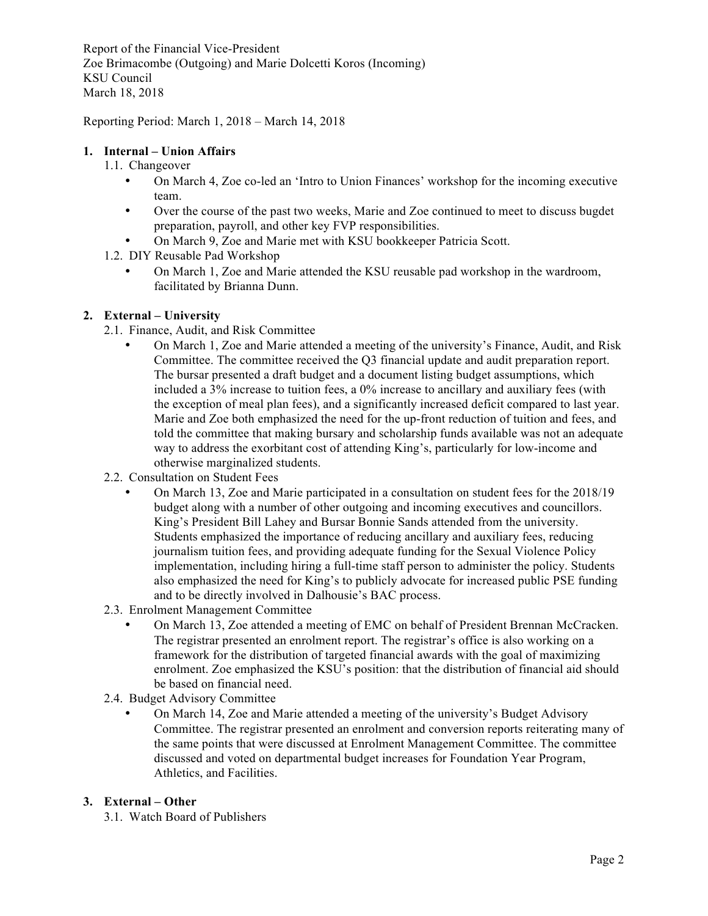Report of the Financial Vice-President
Zoe Brimacombe (Outgoing) and Marie Dolcetti Koros (Incoming)
KSU Council
March 18, 2018

Reporting Period: March 1, 2018 – March 14, 2018

**1. Internal – Union Affairs**

1.1. Changeover

- On March 4, Zoe co-led an 'Intro to Union Finances' workshop for the incoming executive team.
- Over the course of the past two weeks, Marie and Zoe continued to meet to discuss bugdet preparation, payroll, and other key FVP responsibilities.
- On March 9, Zoe and Marie met with KSU bookkeeper Patricia Scott.

1.2. DIY Reusable Pad Workshop

- On March 1, Zoe and Marie attended the KSU reusable pad workshop in the wardroom, facilitated by Brianna Dunn.

**2. External – University**

2.1. Finance, Audit, and Risk Committee

- On March 1, Zoe and Marie attended a meeting of the university's Finance, Audit, and Risk Committee. The committee received the Q3 financial update and audit preparation report. The bursar presented a draft budget and a document listing budget assumptions, which included a 3% increase to tuition fees, a 0% increase to ancillary and auxiliary fees (with the exception of meal plan fees), and a significantly increased deficit compared to last year. Marie and Zoe both emphasized the need for the up-front reduction of tuition and fees, and told the committee that making bursary and scholarship funds available was not an adequate way to address the exorbitant cost of attending King's, particularly for low-income and otherwise marginalized students.

2.2. Consultation on Student Fees

- On March 13, Zoe and Marie participated in a consultation on student fees for the 2018/19 budget along with a number of other outgoing and incoming executives and councillors. King's President Bill Lahey and Bursar Bonnie Sands attended from the university. Students emphasized the importance of reducing ancillary and auxiliary fees, reducing journalism tuition fees, and providing adequate funding for the Sexual Violence Policy implementation, including hiring a full-time staff person to administer the policy. Students also emphasized the need for King's to publicly advocate for increased public PSE funding and to be directly involved in Dalhousie's BAC process.

2.3. Enrolment Management Committee

- On March 13, Zoe attended a meeting of EMC on behalf of President Brennan McCracken. The registrar presented an enrolment report. The registrar's office is also working on a framework for the distribution of targeted financial awards with the goal of maximizing enrolment. Zoe emphasized the KSU's position: that the distribution of financial aid should be based on financial need.

2.4. Budget Advisory Committee

- On March 14, Zoe and Marie attended a meeting of the university's Budget Advisory Committee. The registrar presented an enrolment and conversion reports reiterating many of the same points that were discussed at Enrolment Management Committee. The committee discussed and voted on departmental budget increases for Foundation Year Program, Athletics, and Facilities.

**3. External – Other**

3.1. Watch Board of Publishers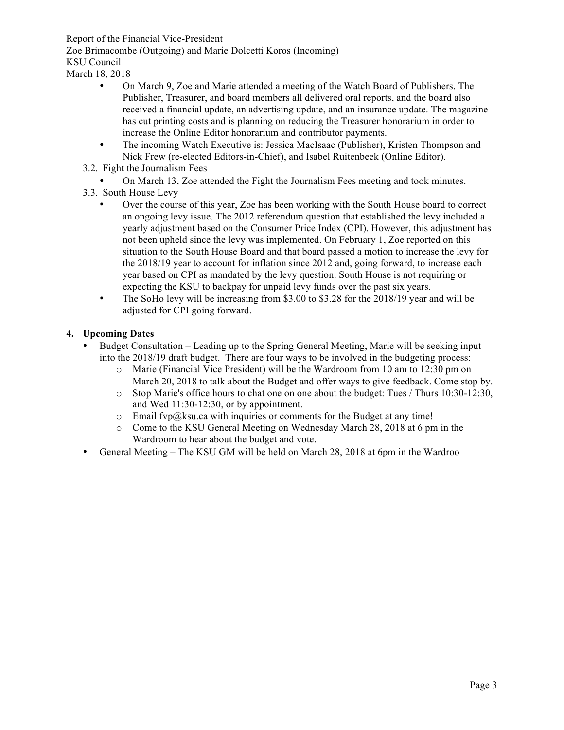Report of the Financial Vice-President
Zoe Brimacombe (Outgoing) and Marie Dolcetti Koros (Incoming)
KSU Council
March 18, 2018

- On March 9, Zoe and Marie attended a meeting of the Watch Board of Publishers. The Publisher, Treasurer, and board members all delivered oral reports, and the board also received a financial update, an advertising update, and an insurance update. The magazine has cut printing costs and is planning on reducing the Treasurer honorarium in order to increase the Online Editor honorarium and contributor payments.
- The incoming Watch Executive is: Jessica MacIsaac (Publisher), Kristen Thompson and Nick Frew (re-elected Editors-in-Chief), and Isabel Ruitenbeek (Online Editor).

3.2. Fight the Journalism Fees

- On March 13, Zoe attended the Fight the Journalism Fees meeting and took minutes.

3.3. South House Levy

- Over the course of this year, Zoe has been working with the South House board to correct an ongoing levy issue. The 2012 referendum question that established the levy included a yearly adjustment based on the Consumer Price Index (CPI). However, this adjustment has not been upheld since the levy was implemented. On February 1, Zoe reported on this situation to the South House Board and that board passed a motion to increase the levy for the 2018/19 year to account for inflation since 2012 and, going forward, to increase each year based on CPI as mandated by the levy question. South House is not requiring or expecting the KSU to backpay for unpaid levy funds over the past six years.
- The SoHo levy will be increasing from $3.00 to $3.28 for the 2018/19 year and will be adjusted for CPI going forward.

## 4. Upcoming Dates

- Budget Consultation – Leading up to the Spring General Meeting, Marie will be seeking input into the 2018/19 draft budget. There are four ways to be involved in the budgeting process:
  - Marie (Financial Vice President) will be the Wardroom from 10 am to 12:30 pm on March 20, 2018 to talk about the Budget and offer ways to give feedback. Come stop by.
  - Stop Marie's office hours to chat one on one about the budget: Tues / Thurs 10:30-12:30, and Wed 11:30-12:30, or by appointment.
  - Email fvp@ksu.ca with inquiries or comments for the Budget at any time!
  - Come to the KSU General Meeting on Wednesday March 28, 2018 at 6 pm in the Wardroom to hear about the budget and vote.
- General Meeting – The KSU GM will be held on March 28, 2018 at 6pm in the Wardroo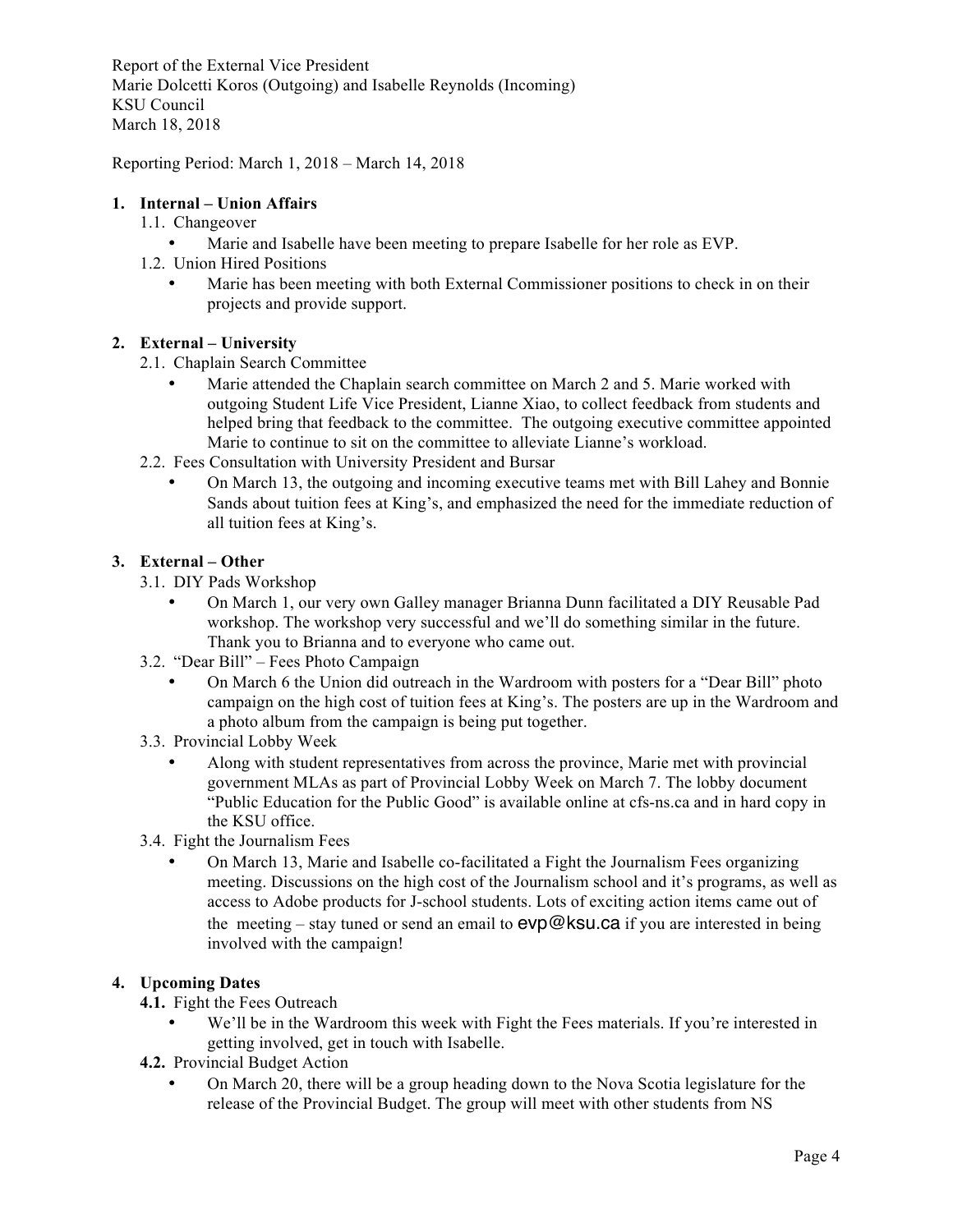Report of the External Vice President
Marie Dolcetti Koros (Outgoing) and Isabelle Reynolds (Incoming)
KSU Council
March 18, 2018

Reporting Period: March 1, 2018 – March 14, 2018

## 1. Internal – Union Affairs

1.1. Changeover

- Marie and Isabelle have been meeting to prepare Isabelle for her role as EVP.

1.2. Union Hired Positions

- Marie has been meeting with both External Commissioner positions to check in on their projects and provide support.

## 2. External – University

2.1. Chaplain Search Committee

- Marie attended the Chaplain search committee on March 2 and 5. Marie worked with outgoing Student Life Vice President, Lianne Xiao, to collect feedback from students and helped bring that feedback to the committee. The outgoing executive committee appointed Marie to continue to sit on the committee to alleviate Lianne's workload.

2.2. Fees Consultation with University President and Bursar

- On March 13, the outgoing and incoming executive teams met with Bill Lahey and Bonnie Sands about tuition fees at King's, and emphasized the need for the immediate reduction of all tuition fees at King's.

## 3. External – Other

3.1. DIY Pads Workshop

- On March 1, our very own Galley manager Brianna Dunn facilitated a DIY Reusable Pad workshop. The workshop very successful and we'll do something similar in the future. Thank you to Brianna and to everyone who came out.

3.2. "Dear Bill" – Fees Photo Campaign

- On March 6 the Union did outreach in the Wardroom with posters for a "Dear Bill" photo campaign on the high cost of tuition fees at King's. The posters are up in the Wardroom and a photo album from the campaign is being put together.

3.3. Provincial Lobby Week

- Along with student representatives from across the province, Marie met with provincial government MLAs as part of Provincial Lobby Week on March 7. The lobby document "Public Education for the Public Good" is available online at cfs-ns.ca and in hard copy in the KSU office.

3.4. Fight the Journalism Fees

- On March 13, Marie and Isabelle co-facilitated a Fight the Journalism Fees organizing meeting. Discussions on the high cost of the Journalism school and it's programs, as well as access to Adobe products for J-school students. Lots of exciting action items came out of the meeting – stay tuned or send an email to evp@ksu.ca if you are interested in being involved with the campaign!

## 4. Upcoming Dates

**4.1.** Fight the Fees Outreach

- We'll be in the Wardroom this week with Fight the Fees materials. If you're interested in getting involved, get in touch with Isabelle.

**4.2.** Provincial Budget Action

- On March 20, there will be a group heading down to the Nova Scotia legislature for the release of the Provincial Budget. The group will meet with other students from NS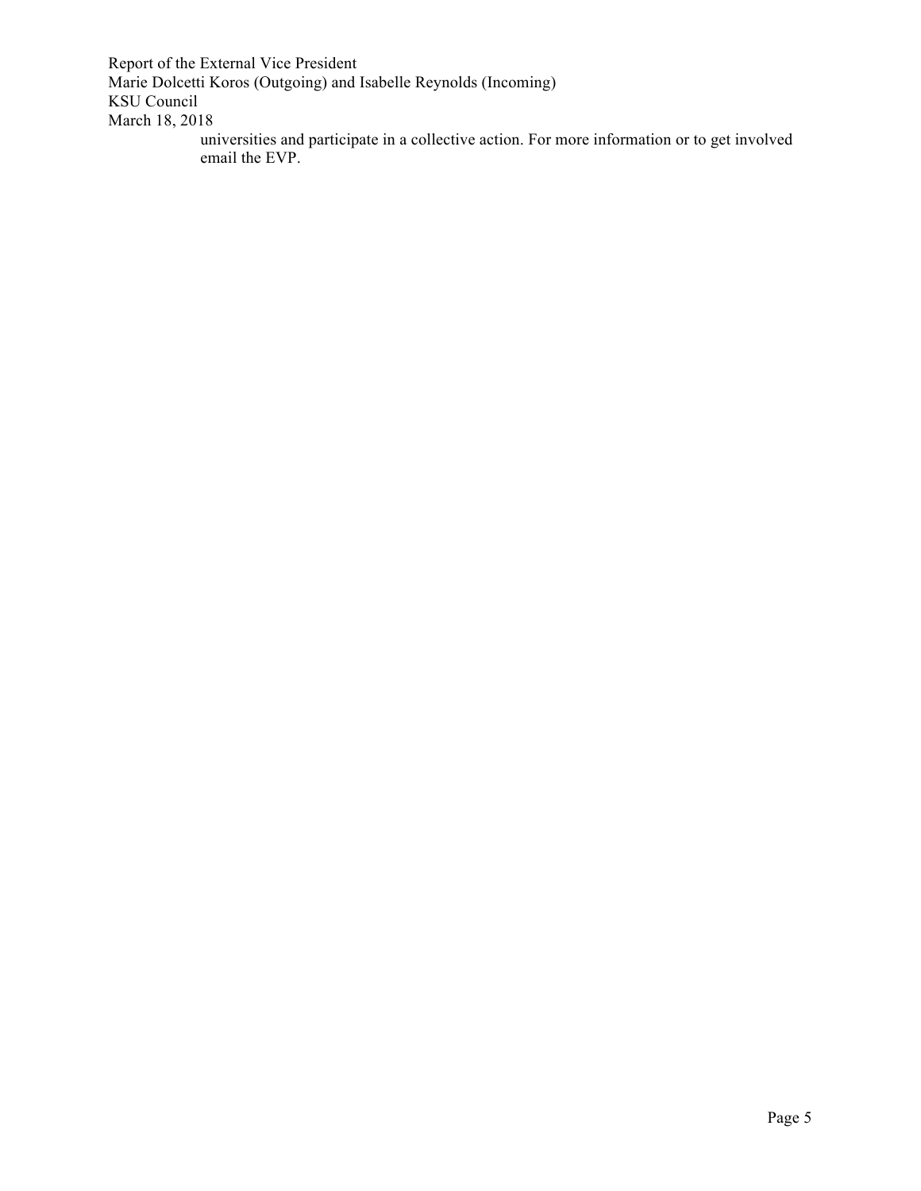universities and participate in a collective action. For more information or to get involved email the EVP.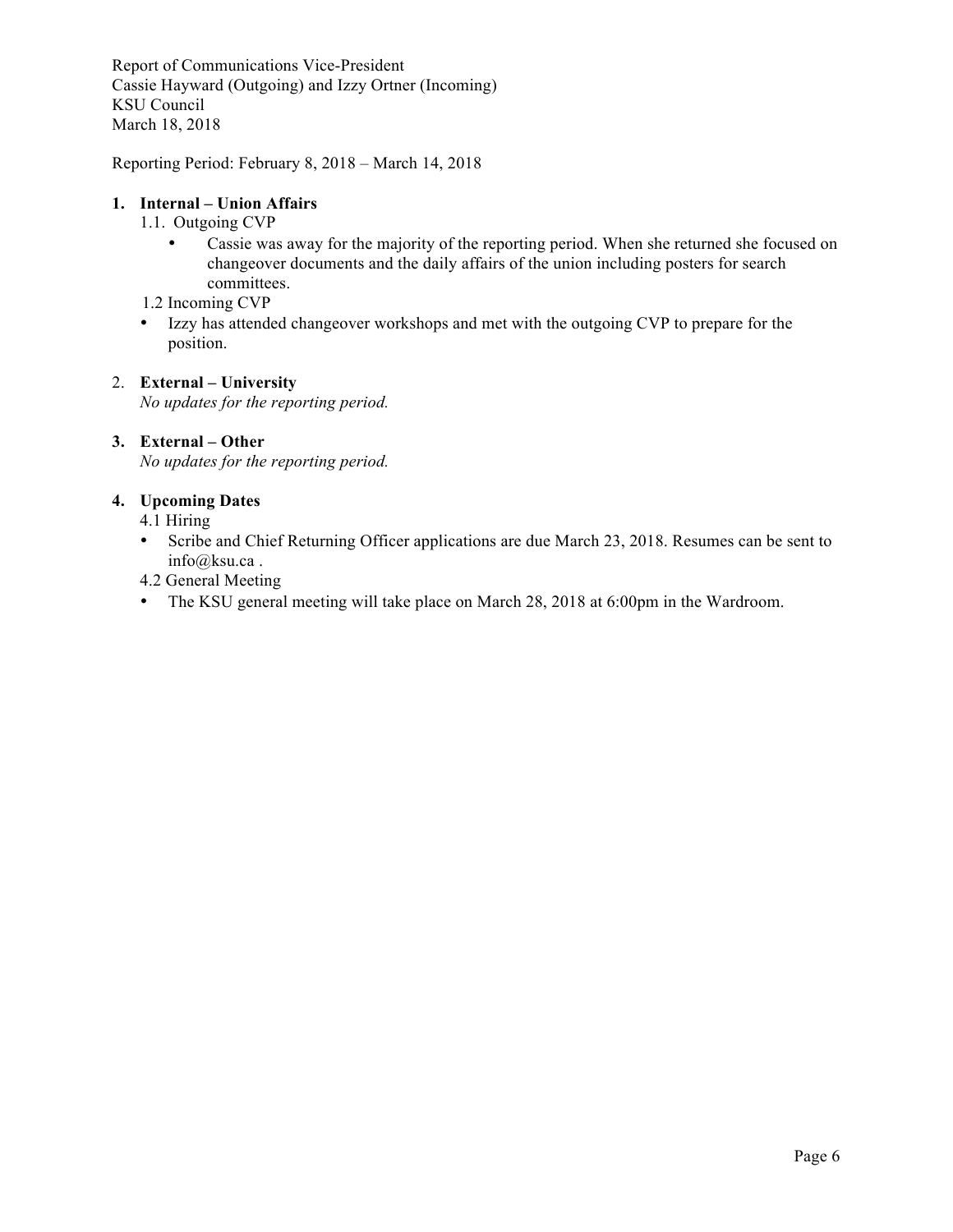Report of Communications Vice-President
Cassie Hayward (Outgoing) and Izzy Ortner (Incoming)
KSU Council
March 18, 2018

Reporting Period: February 8, 2018 – March 14, 2018

## 1. Internal – Union Affairs

1.1. Outgoing CVP

- Cassie was away for the majority of the reporting period. When she returned she focused on changeover documents and the daily affairs of the union including posters for search committees.

1.2 Incoming CVP

- Izzy has attended changeover workshops and met with the outgoing CVP to prepare for the position.

## 2. External – University

*No updates for the reporting period.*

## 3. External – Other

*No updates for the reporting period.*

## 4. Upcoming Dates

4.1 Hiring

- Scribe and Chief Returning Officer applications are due March 23, 2018. Resumes can be sent to info@ksu.ca .

4.2 General Meeting

- The KSU general meeting will take place on March 28, 2018 at 6:00pm in the Wardroom.